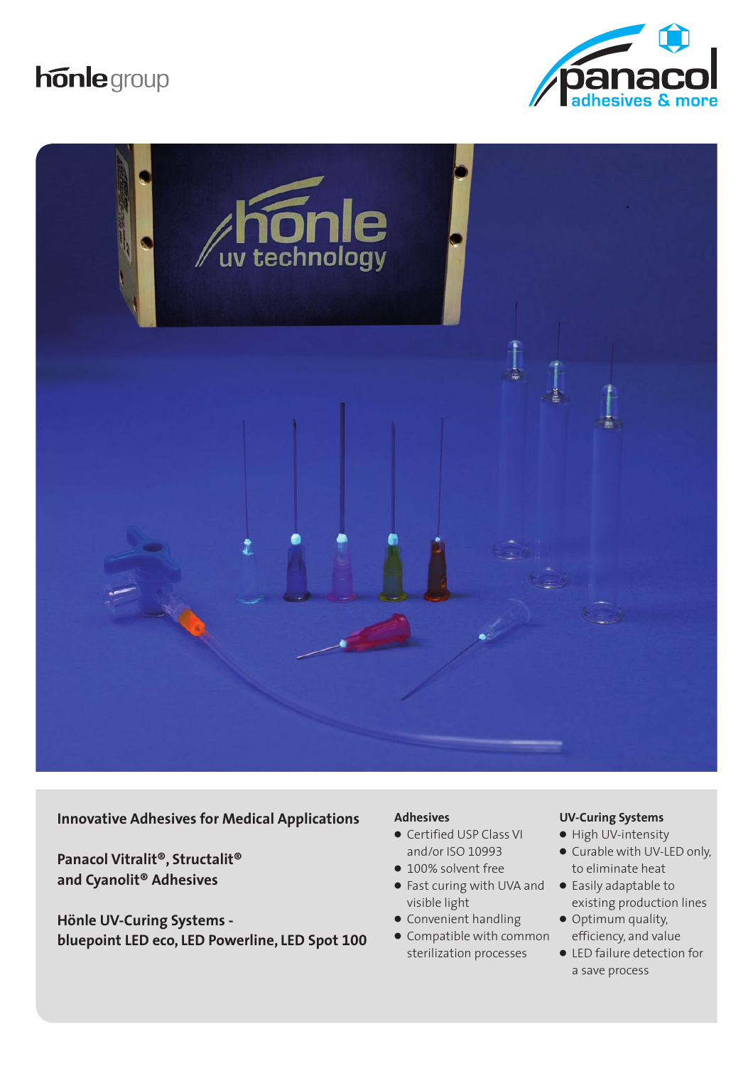hönle group

panacol adhesives & more

**Innovative Adhesives for Medical Applications**

**Panacol Vitralit®, Structalit® and Cyanolit® Adhesives**

**Hönle UV-Curing Systems - bluepoint LED eco, LED Powerline, LED Spot 100**

### Adhesives

- Certified USP Class VI and/or ISO 10993
- 100% solvent free
- Fast curing with UVA and visible light
- Convenient handling
- Compatible with common sterilization processes

### UV-Curing Systems

- High UV-intensity
- Curable with UV-LED only, to eliminate heat
- Easily adaptable to existing production lines
- Optimum quality, efficiency, and value
- LED failure detection for a save process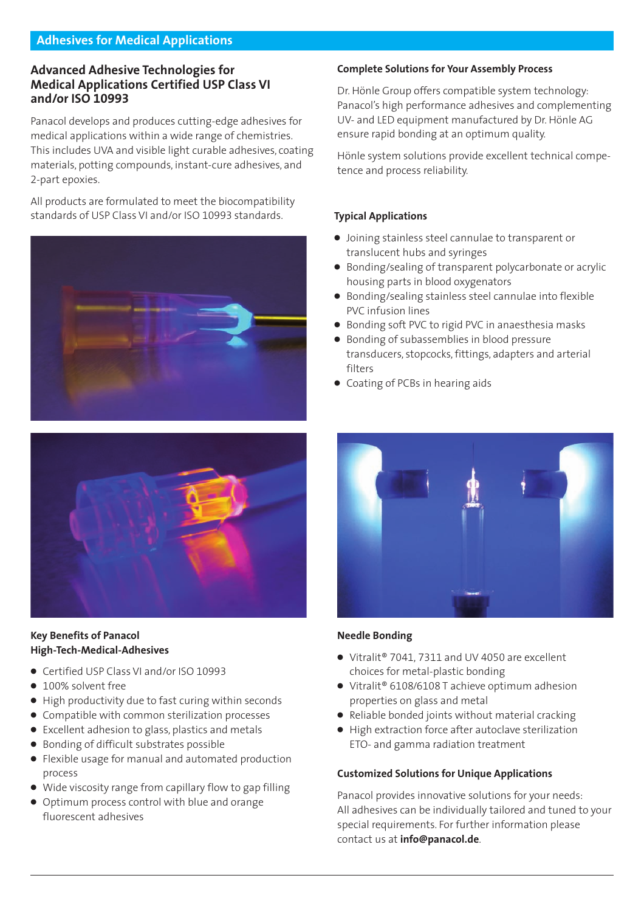## Adhesives for Medical Applications

### Advanced Adhesive Technologies for Medical Applications Certified USP Class VI and/or ISO 10993

Panacol develops and produces cutting-edge adhesives for medical applications within a wide range of chemistries. This includes UVA and visible light curable adhesives, coating materials, potting compounds, instant-cure adhesives, and 2-part epoxies.

All products are formulated to meet the biocompatibility standards of USP Class VI and/or ISO 10993 standards.

### Complete Solutions for Your Assembly Process

Dr. Hönle Group offers compatible system technology: Panacol's high performance adhesives and complementing UV- and LED equipment manufactured by Dr. Hönle AG ensure rapid bonding at an optimum quality.

Hönle system solutions provide excellent technical competence and process reliability.

### Typical Applications

- Joining stainless steel cannulae to transparent or translucent hubs and syringes
- Bonding/sealing of transparent polycarbonate or acrylic housing parts in blood oxygenators
- Bonding/sealing stainless steel cannulae into flexible PVC infusion lines
- Bonding soft PVC to rigid PVC in anaesthesia masks
- Bonding of subassemblies in blood pressure transducers, stopcocks, fittings, adapters and arterial filters
- Coating of PCBs in hearing aids

### Key Benefits of Panacol High-Tech-Medical-Adhesives

- Certified USP Class VI and/or ISO 10993
- 100% solvent free
- High productivity due to fast curing within seconds
- Compatible with common sterilization processes
- Excellent adhesion to glass, plastics and metals
- Bonding of difficult substrates possible
- Flexible usage for manual and automated production process
- Wide viscosity range from capillary flow to gap filling
- Optimum process control with blue and orange fluorescent adhesives

### Needle Bonding

- Vitralit® 7041, 7311 and UV 4050 are excellent choices for metal-plastic bonding
- Vitralit® 6108/6108 T achieve optimum adhesion properties on glass and metal
- Reliable bonded joints without material cracking
- High extraction force after autoclave sterilization ETO- and gamma radiation treatment

### Customized Solutions for Unique Applications

Panacol provides innovative solutions for your needs: All adhesives can be individually tailored and tuned to your special requirements. For further information please contact us at **info@panacol.de**.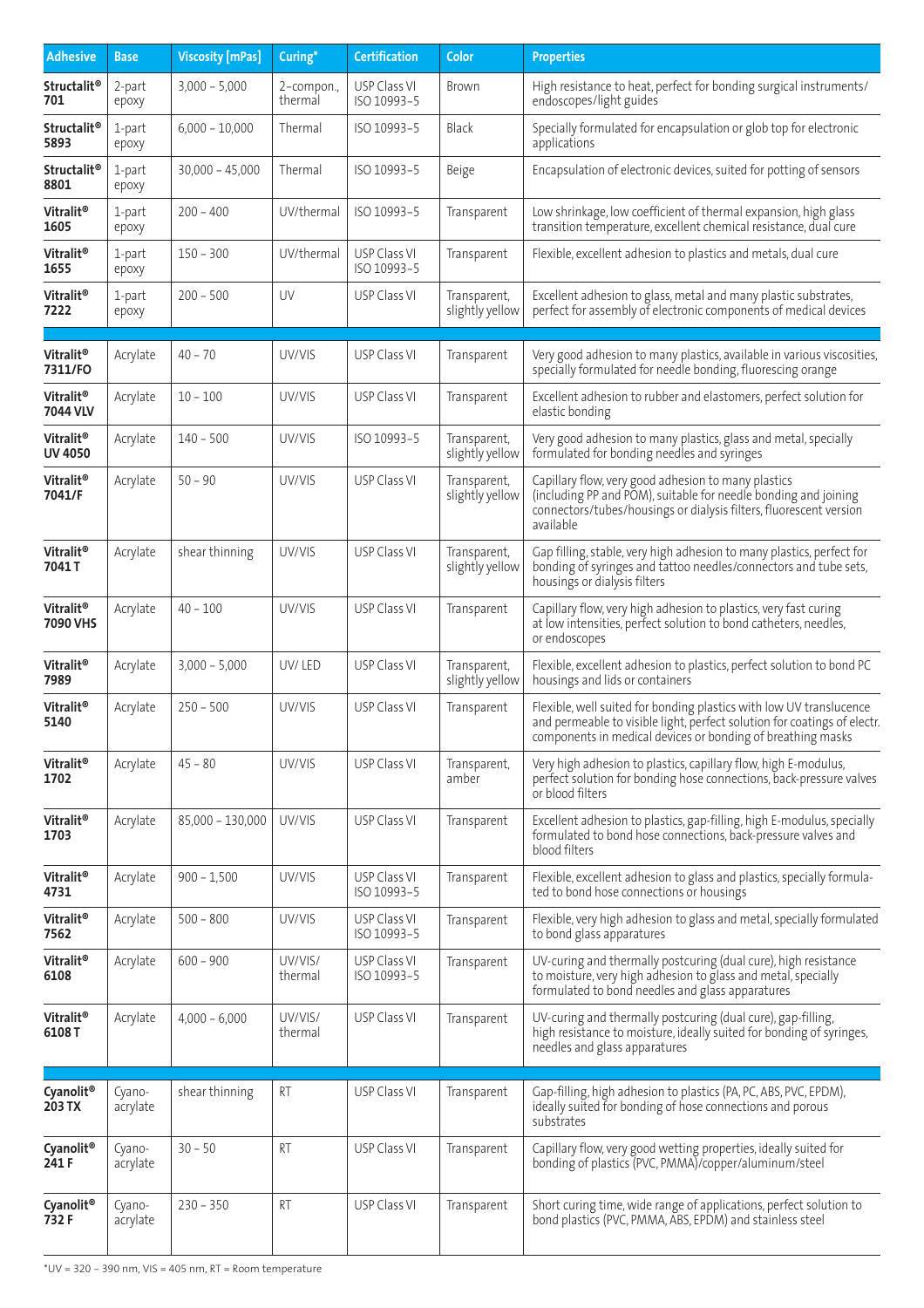| Adhesive | Base | Viscosity [mPas] | Curing* | Certification | Color | Properties |
|---|---|---|---|---|---|---|
| **Structalit® 701** | 2-part epoxy | 3,000 – 5,000 | 2-compon., thermal | USP Class VI ISO 10993-5 | Brown | High resistance to heat, perfect for bonding surgical instruments/ endoscopes/light guides |
| **Structalit® 5893** | 1-part epoxy | 6,000 – 10,000 | Thermal | ISO 10993-5 | Black | Specially formulated for encapsulation or glob top for electronic applications |
| **Structalit® 8801** | 1-part epoxy | 30,000 – 45,000 | Thermal | ISO 10993-5 | Beige | Encapsulation of electronic devices, suited for potting of sensors |
| **Vitralit® 1605** | 1-part epoxy | 200 – 400 | UV/thermal | ISO 10993-5 | Transparent | Low shrinkage, low coefficient of thermal expansion, high glass transition temperature, excellent chemical resistance, dual cure |
| **Vitralit® 1655** | 1-part epoxy | 150 – 300 | UV/thermal | USP Class VI ISO 10993-5 | Transparent | Flexible, excellent adhesion to plastics and metals, dual cure |
| **Vitralit® 7222** | 1-part epoxy | 200 – 500 | UV | USP Class VI | Transparent, slightly yellow | Excellent adhesion to glass, metal and many plastic substrates, perfect for assembly of electronic components of medical devices |
| **Vitralit® 7311/FO** | Acrylate | 40 – 70 | UV/VIS | USP Class VI | Transparent | Very good adhesion to many plastics, available in various viscosities, specially formulated for needle bonding, fluorescing orange |
| **Vitralit® 7044 VLV** | Acrylate | 10 – 100 | UV/VIS | USP Class VI | Transparent | Excellent adhesion to rubber and elastomers, perfect solution for elastic bonding |
| **Vitralit® UV 4050** | Acrylate | 140 – 500 | UV/VIS | ISO 10993-5 | Transparent, slightly yellow | Very good adhesion to many plastics, glass and metal, specially formulated for bonding needles and syringes |
| **Vitralit® 7041/F** | Acrylate | 50 – 90 | UV/VIS | USP Class VI | Transparent, slightly yellow | Capillary flow, very good adhesion to many plastics (including PP and POM), suitable for needle bonding and joining connectors/tubes/housings or dialysis filters, fluorescent version available |
| **Vitralit® 7041 T** | Acrylate | shear thinning | UV/VIS | USP Class VI | Transparent, slightly yellow | Gap filling, stable, very high adhesion to many plastics, perfect for bonding of syringes and tattoo needles/connectors and tube sets, housings or dialysis filters |
| **Vitralit® 7090 VHS** | Acrylate | 40 – 100 | UV/VIS | USP Class VI | Transparent | Capillary flow, very high adhesion to plastics, very fast curing at low intensities, perfect solution to bond catheters, needles, or endoscopes |
| **Vitralit® 7989** | Acrylate | 3,000 – 5,000 | UV/ LED | USP Class VI | Transparent, slightly yellow | Flexible, excellent adhesion to plastics, perfect solution to bond PC housings and lids or containers |
| **Vitralit® 5140** | Acrylate | 250 – 500 | UV/VIS | USP Class VI | Transparent | Flexible, well suited for bonding plastics with low UV translucence and permeable to visible light, perfect solution for coatings of electr. components in medical devices or bonding of breathing masks |
| **Vitralit® 1702** | Acrylate | 45 – 80 | UV/VIS | USP Class VI | Transparent, amber | Very high adhesion to plastics, capillary flow, high E-modulus, perfect solution for bonding hose connections, back-pressure valves or blood filters |
| **Vitralit® 1703** | Acrylate | 85,000 – 130,000 | UV/VIS | USP Class VI | Transparent | Excellent adhesion to plastics, gap-filling, high E-modulus, specially formulated to bond hose connections, back-pressure valves and blood filters |
| **Vitralit® 4731** | Acrylate | 900 – 1,500 | UV/VIS | USP Class VI ISO 10993-5 | Transparent | Flexible, excellent adhesion to glass and plastics, specially formulated to bond hose connections or housings |
| **Vitralit® 7562** | Acrylate | 500 – 800 | UV/VIS | USP Class VI ISO 10993-5 | Transparent | Flexible, very high adhesion to glass and metal, specially formulated to bond glass apparatures |
| **Vitralit® 6108** | Acrylate | 600 – 900 | UV/VIS/ thermal | USP Class VI ISO 10993-5 | Transparent | UV-curing and thermally postcuring (dual cure), high resistance to moisture, very high adhesion to glass and metal, specially formulated to bond needles and glass apparatures |
| **Vitralit® 6108 T** | Acrylate | 4,000 – 6,000 | UV/VIS/ thermal | USP Class VI | Transparent | UV-curing and thermally postcuring (dual cure), gap-filling, high resistance to moisture, ideally suited for bonding of syringes, needles and glass apparatures |
| **Cyanolit® 203 TX** | Cyano-acrylate | shear thinning | RT | USP Class VI | Transparent | Gap-filling, high adhesion to plastics (PA, PC, ABS, PVC, EPDM), ideally suited for bonding of hose connections and porous substrates |
| **Cyanolit® 241 F** | Cyano-acrylate | 30 – 50 | RT | USP Class VI | Transparent | Capillary flow, very good wetting properties, ideally suited for bonding of plastics (PVC, PMMA)/copper/aluminum/steel |
| **Cyanolit® 732 F** | Cyano-acrylate | 230 – 350 | RT | USP Class VI | Transparent | Short curing time, wide range of applications, perfect solution to bond plastics (PVC, PMMA, ABS, EPDM) and stainless steel |

*UV = 320 – 390 nm, VIS = 405 nm, RT = Room temperature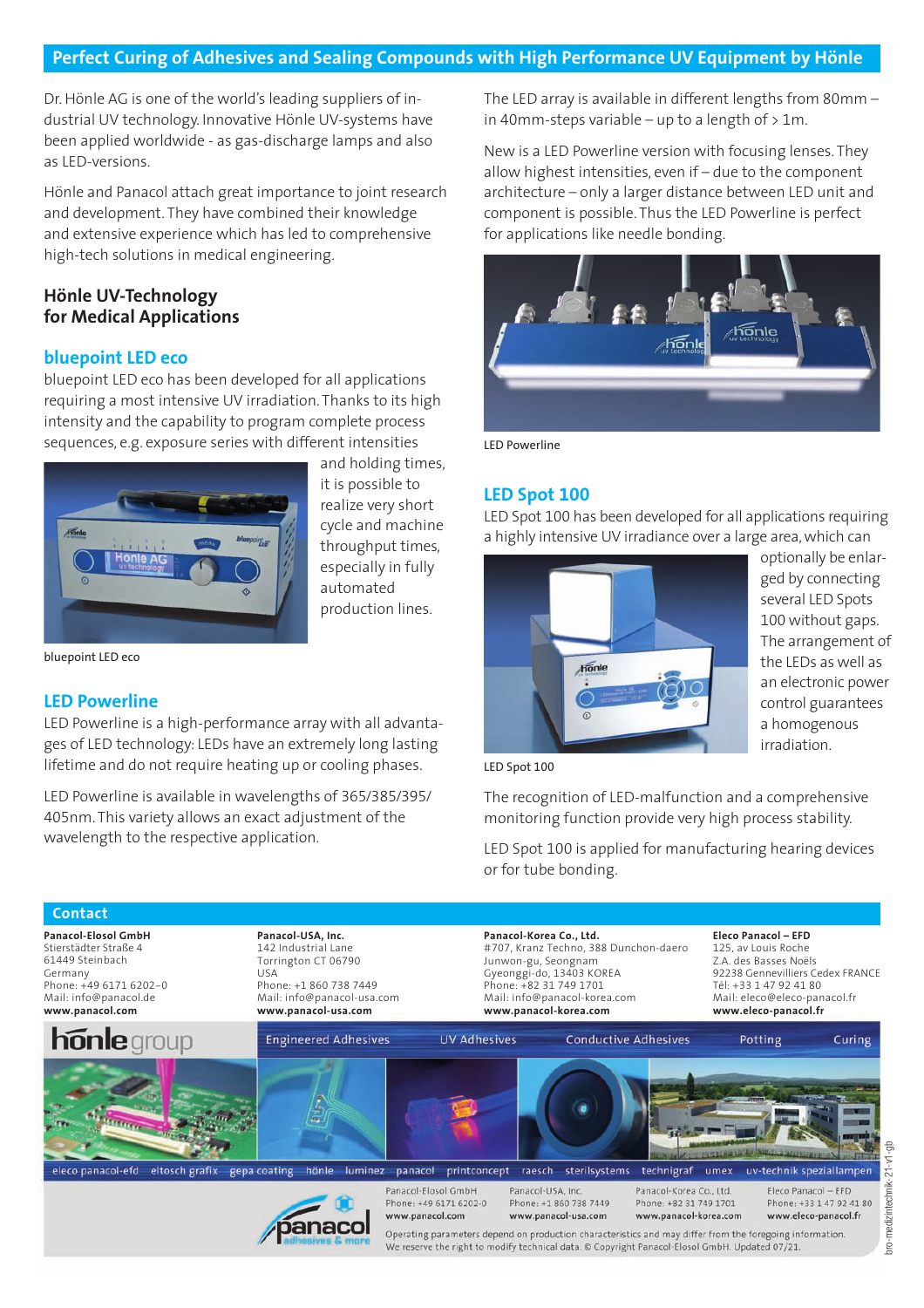## Perfect Curing of Adhesives and Sealing Compounds with High Performance UV Equipment by Hönle

Dr. Hönle AG is one of the world's leading suppliers of industrial UV technology. Innovative Hönle UV-systems have been applied worldwide - as gas-discharge lamps and also as LED-versions.

Hönle and Panacol attach great importance to joint research and development. They have combined their knowledge and extensive experience which has led to comprehensive high-tech solutions in medical engineering.

### Hönle UV-Technology for Medical Applications

### bluepoint LED eco

bluepoint LED eco has been developed for all applications requiring a most intensive UV irradiation. Thanks to its high intensity and the capability to program complete process sequences, e.g. exposure series with different intensities and holding times, it is possible to realize very short cycle and machine throughput times, especially in fully automated production lines.

bluepoint LED eco

### LED Powerline

LED Powerline is a high-performance array with all advantages of LED technology: LEDs have an extremely long lasting lifetime and do not require heating up or cooling phases.

LED Powerline is available in wavelengths of 365/385/395/405nm. This variety allows an exact adjustment of the wavelength to the respective application.

The LED array is available in different lengths from 80mm – in 40mm-steps variable – up to a length of > 1m.

New is a LED Powerline version with focusing lenses. They allow highest intensities, even if – due to the component architecture – only a larger distance between LED unit and component is possible. Thus the LED Powerline is perfect for applications like needle bonding.

LED Powerline

### LED Spot 100

LED Spot 100 has been developed for all applications requiring a highly intensive UV irradiance over a large area, which can optionally be enlarged by connecting several LED Spots 100 without gaps. The arrangement of the LEDs as well as an electronic power control guarantees a homogenous irradiation.

LED Spot 100

The recognition of LED-malfunction and a comprehensive monitoring function provide very high process stability.

LED Spot 100 is applied for manufacturing hearing devices or for tube bonding.

## Contact

**Panacol-Elosol GmbH**
Stierstädter Straße 4
61449 Steinbach
Germany
Phone: +49 6171 6202-0
Mail: info@panacol.de
**www.panacol.com**

**Panacol-USA, Inc.**
142 Industrial Lane
Torrington CT 06790
USA
Phone: +1 860 738 7449
Mail: info@panacol-usa.com
**www.panacol-usa.com**

**Panacol-Korea Co., Ltd.**
#707, Kranz Techno, 388 Dunchon-daero
Junwon-gu, Seongnam
Gyeonggi-do, 13403 KOREA
Phone: +82 31 749 1701
Mail: info@panacol-korea.com
**www.panacol-korea.com**

**Eleco Panacol – EFD**
125, av Louis Roche
Z.A. des Basses Noëls
92238 Gennevilliers Cedex FRANCE
Tél: +33 1 47 92 41 80
Mail: eleco@eleco-panacol.fr
**www.eleco-panacol.fr**

hönle group

Engineered Adhesives | UV Adhesives | Conductive Adhesives | Potting | Curing

eleco panacol-efd · eltosch grafix · gepa coating · hönle · luminez · panacol · printconcept · raesch · sterilsystems · technigraf · umex · uv-technik speziallampen

panacol adhesives & more

Panacol-Elosol GmbH
Phone: +49 6171 6202-0
www.panacol.com

Panacol-USA, Inc.
Phone: +1 860 738 7449
www.panacol-usa.com

Panacol-Korea Co., Ltd.
Phone: +82 31 749 1701
www.panacol-korea.com

Eleco Panacol – EFD
Phone: +33 1 47 92 41 80
www.eleco-panacol.fr

Operating parameters depend on production characteristics and may differ from the foregoing information.
We reserve the right to modify technical data. © Copyright Panacol-Elosol GmbH. Updated 07/21.

bro-medizintechnik-21-v1-gb